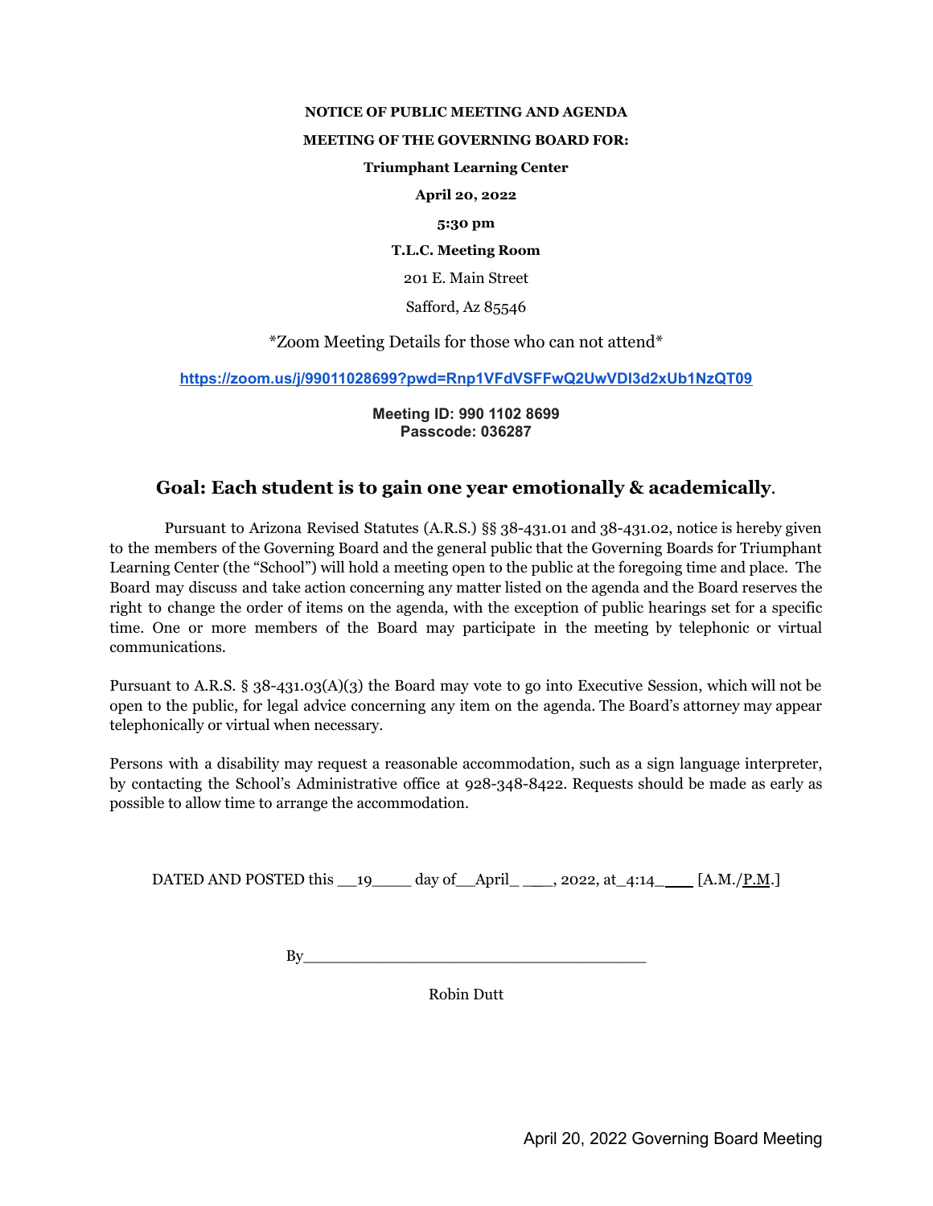**NOTICE OF PUBLIC MEETING AND AGENDA**

**MEETING OF THE GOVERNING BOARD FOR:**

**Triumphant Learning Center**

**April 20, 2022**

**5:30 pm**

**T.L.C. Meeting Room**

201 E. Main Street

Safford, Az 85546

*Zoom Meeting Details for those who can not attend*

**https://zoom.us/j/99011028699?pwd=Rnp1VFdVSFFwQ2UwVDl3d2xUb1NzQT09**

**Meeting ID: 990 1102 8699**
**Passcode: 036287**

## Goal: Each student is to gain one year emotionally & academically.

Pursuant to Arizona Revised Statutes (A.R.S.) §§ 38-431.01 and 38-431.02, notice is hereby given to the members of the Governing Board and the general public that the Governing Boards for Triumphant Learning Center (the "School") will hold a meeting open to the public at the foregoing time and place. The Board may discuss and take action concerning any matter listed on the agenda and the Board reserves the right to change the order of items on the agenda, with the exception of public hearings set for a specific time. One or more members of the Board may participate in the meeting by telephonic or virtual communications.

Pursuant to A.R.S. § 38-431.03(A)(3) the Board may vote to go into Executive Session, which will not be open to the public, for legal advice concerning any item on the agenda. The Board's attorney may appear telephonically or virtual when necessary.

Persons with a disability may request a reasonable accommodation, such as a sign language interpreter, by contacting the School's Administrative office at 928-348-8422. Requests should be made as early as possible to allow time to arrange the accommodation.

DATED AND POSTED this __19____ day of__April_ ___, 2022, at_4:14_\_\_\_ [A.M./P.M.]

By\_\_\_\_\_\_\_\_\_\_\_\_\_\_\_\_\_\_\_\_\_\_\_\_\_\_\_\_\_\_\_\_\_\_\_\_

Robin Dutt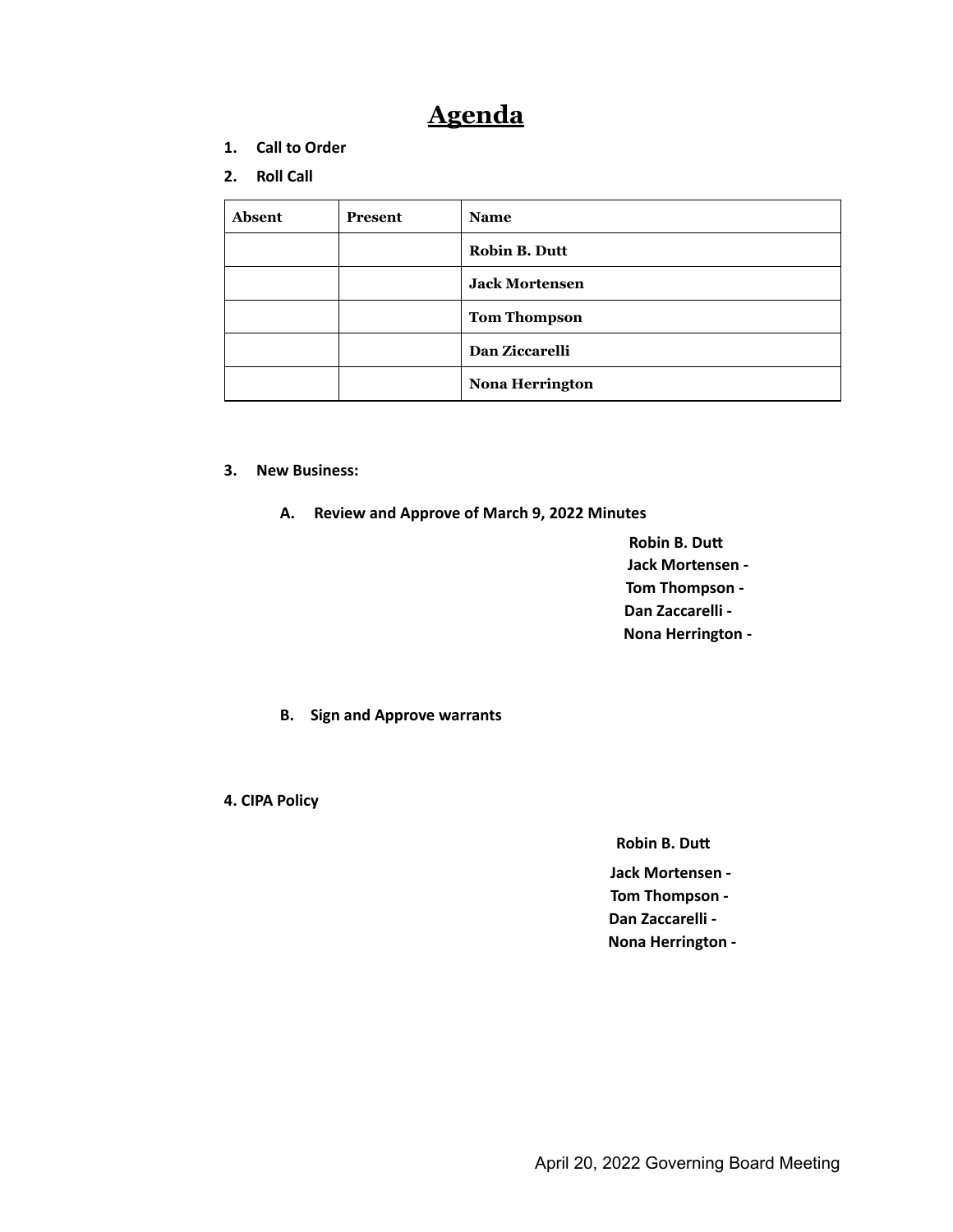# Agenda

1. **Call to Order**
2. **Roll Call**

| Absent | Present | Name |
|---|---|---|
| | | Robin B. Dutt |
| | | Jack Mortensen |
| | | Tom Thompson |
| | | Dan Ziccarelli |
| | | Nona Herrington |

3. **New Business:**

   **A. Review and Approve of March 9, 2022 Minutes**

   **Robin B. Dutt**
   **Jack Mortensen -**
   **Tom Thompson -**
   **Dan Zaccarelli -**
   **Nona Herrington -**

   **B. Sign and Approve warrants**

**4. CIPA Policy**

**Robin B. Dutt**
**Jack Mortensen -**
**Tom Thompson -**
**Dan Zaccarelli -**
**Nona Herrington -**

April 20, 2022 Governing Board Meeting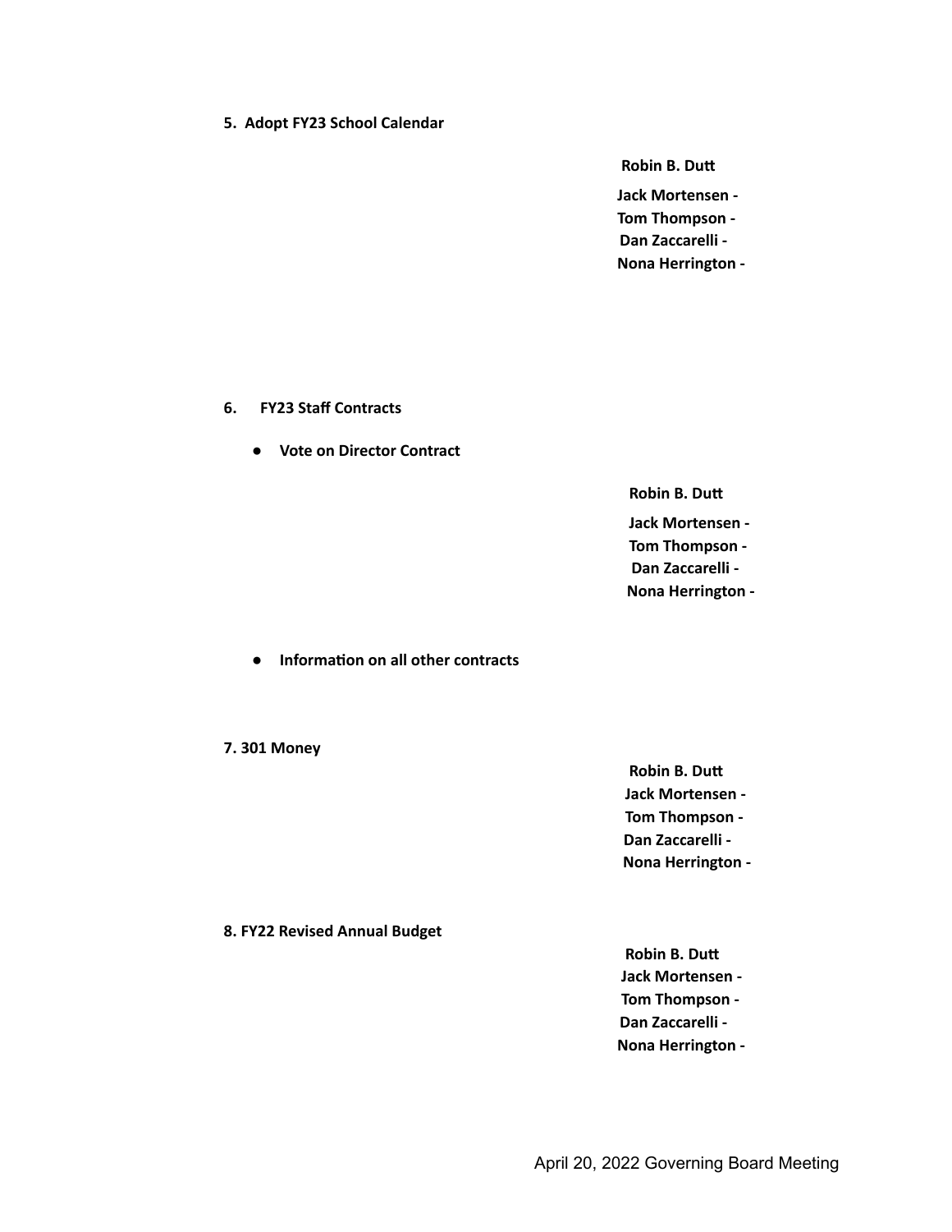**5. Adopt FY23 School Calendar**

**Robin B. Dutt**

**Jack Mortensen -**
**Tom Thompson -**
**Dan Zaccarelli -**
**Nona Herrington -**

**6. FY23 Staff Contracts**

- **Vote on Director Contract**

**Robin B. Dutt**

**Jack Mortensen -**
**Tom Thompson -**
**Dan Zaccarelli -**
**Nona Herrington -**

- **Information on all other contracts**

**7. 301 Money**

**Robin B. Dutt**
**Jack Mortensen -**
**Tom Thompson -**
**Dan Zaccarelli -**
**Nona Herrington -**

**8. FY22 Revised Annual Budget**

**Robin B. Dutt**
**Jack Mortensen -**
**Tom Thompson -**
**Dan Zaccarelli -**
**Nona Herrington -**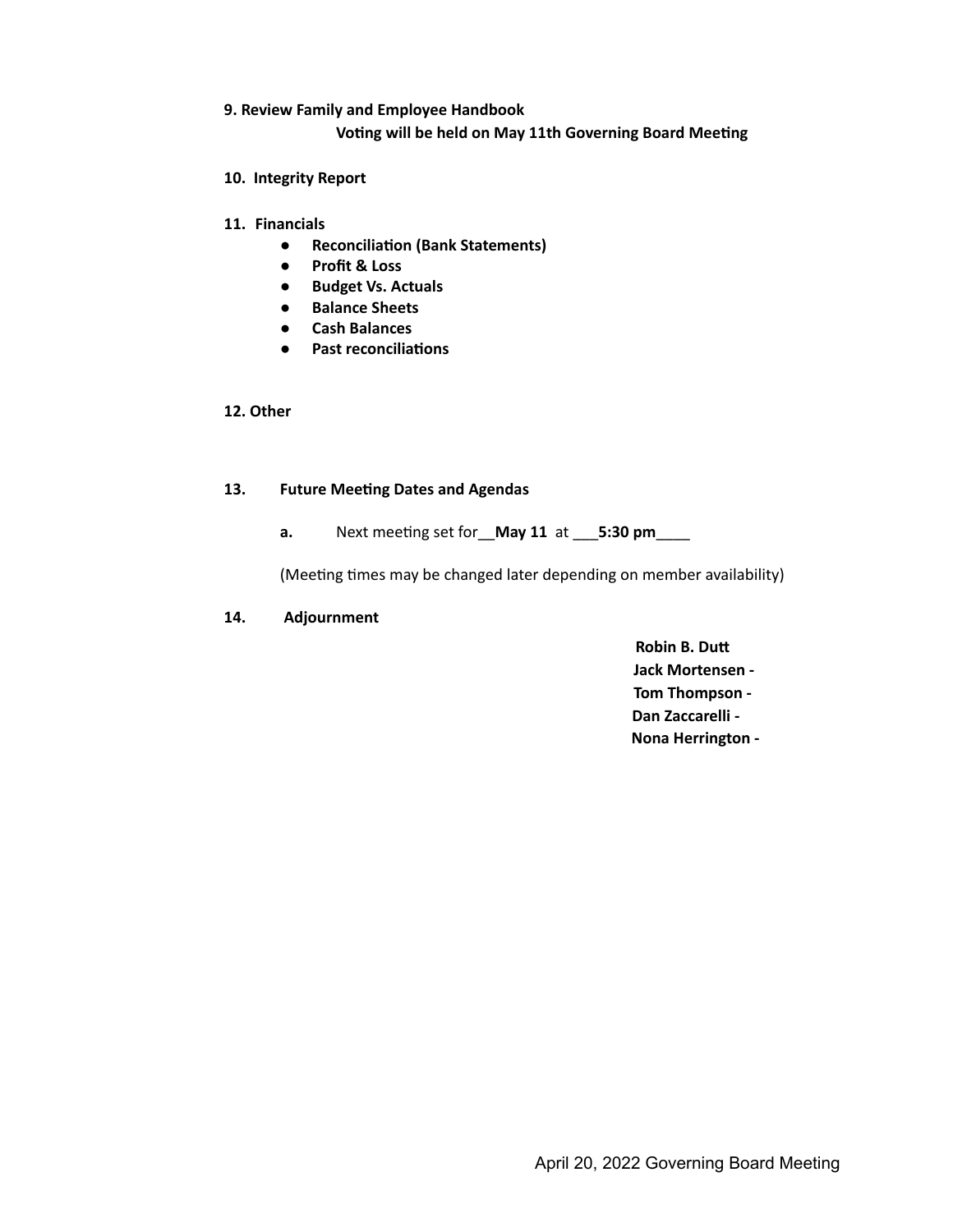**9. Review Family and Employee Handbook**

**Voting will be held on May 11th Governing Board Meeting**

**10. Integrity Report**

**11. Financials**

- **Reconciliation (Bank Statements)**
- **Profit & Loss**
- **Budget Vs. Actuals**
- **Balance Sheets**
- **Cash Balances**
- **Past reconciliations**

**12. Other**

**13. Future Meeting Dates and Agendas**

**a.** Next meeting set for__**May 11** at ___**5:30 pm**____

(Meeting times may be changed later depending on member availability)

**14. Adjournment**

**Robin B. Dutt**
**Jack Mortensen -**
**Tom Thompson -**
**Dan Zaccarelli -**
**Nona Herrington -**

April 20, 2022 Governing Board Meeting